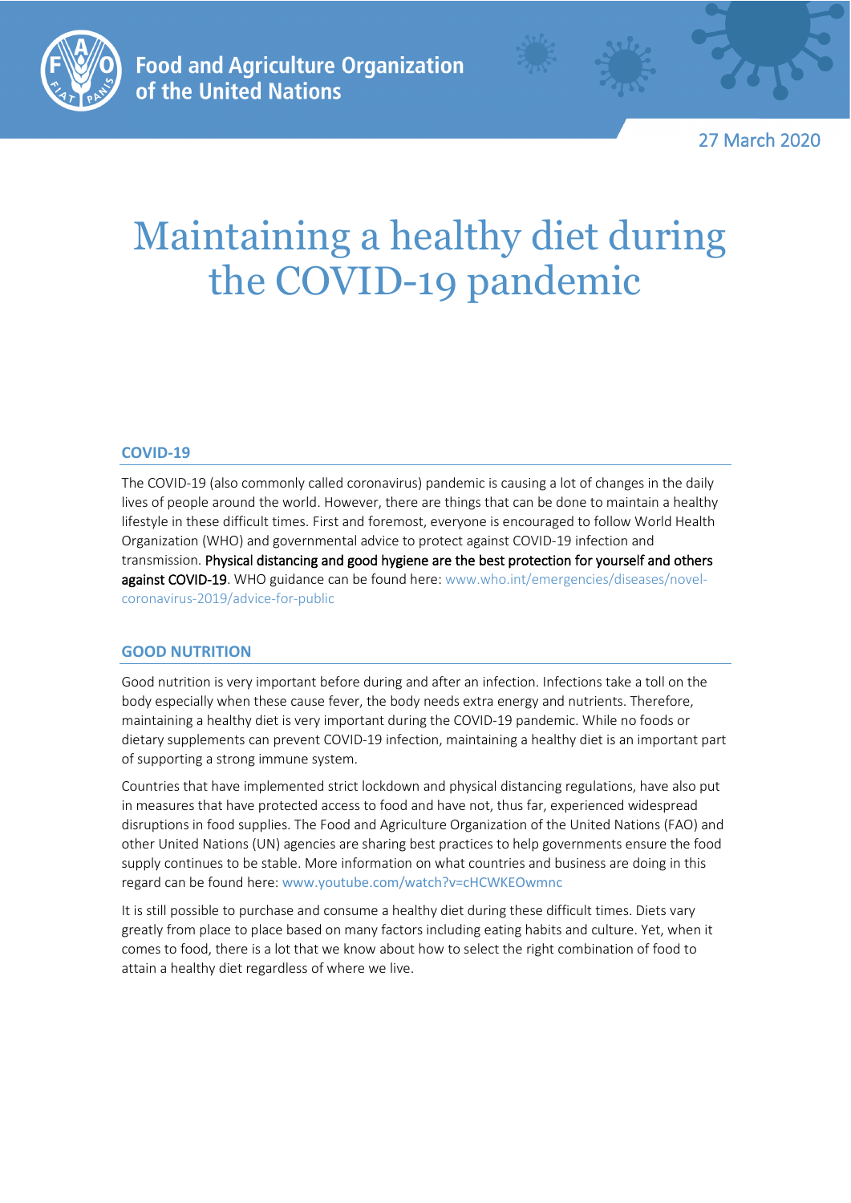Food and Agriculture Organization of the United Nations

27 March 2020

# Maintaining a healthy diet during the COVID-19 pandemic

## COVID-19

The COVID-19 (also commonly called coronavirus) pandemic is causing a lot of changes in the daily lives of people around the world. However, there are things that can be done to maintain a healthy lifestyle in these difficult times. First and foremost, everyone is encouraged to follow World Health Organization (WHO) and governmental advice to protect against COVID-19 infection and transmission. **Physical distancing and good hygiene are the best protection for yourself and others against COVID-19**. WHO guidance can be found here: www.who.int/emergencies/diseases/novel-coronavirus-2019/advice-for-public

## GOOD NUTRITION

Good nutrition is very important before during and after an infection. Infections take a toll on the body especially when these cause fever, the body needs extra energy and nutrients. Therefore, maintaining a healthy diet is very important during the COVID-19 pandemic. While no foods or dietary supplements can prevent COVID-19 infection, maintaining a healthy diet is an important part of supporting a strong immune system.

Countries that have implemented strict lockdown and physical distancing regulations, have also put in measures that have protected access to food and have not, thus far, experienced widespread disruptions in food supplies. The Food and Agriculture Organization of the United Nations (FAO) and other United Nations (UN) agencies are sharing best practices to help governments ensure the food supply continues to be stable. More information on what countries and business are doing in this regard can be found here: www.youtube.com/watch?v=cHCWKEOwmnc

It is still possible to purchase and consume a healthy diet during these difficult times. Diets vary greatly from place to place based on many factors including eating habits and culture. Yet, when it comes to food, there is a lot that we know about how to select the right combination of food to attain a healthy diet regardless of where we live.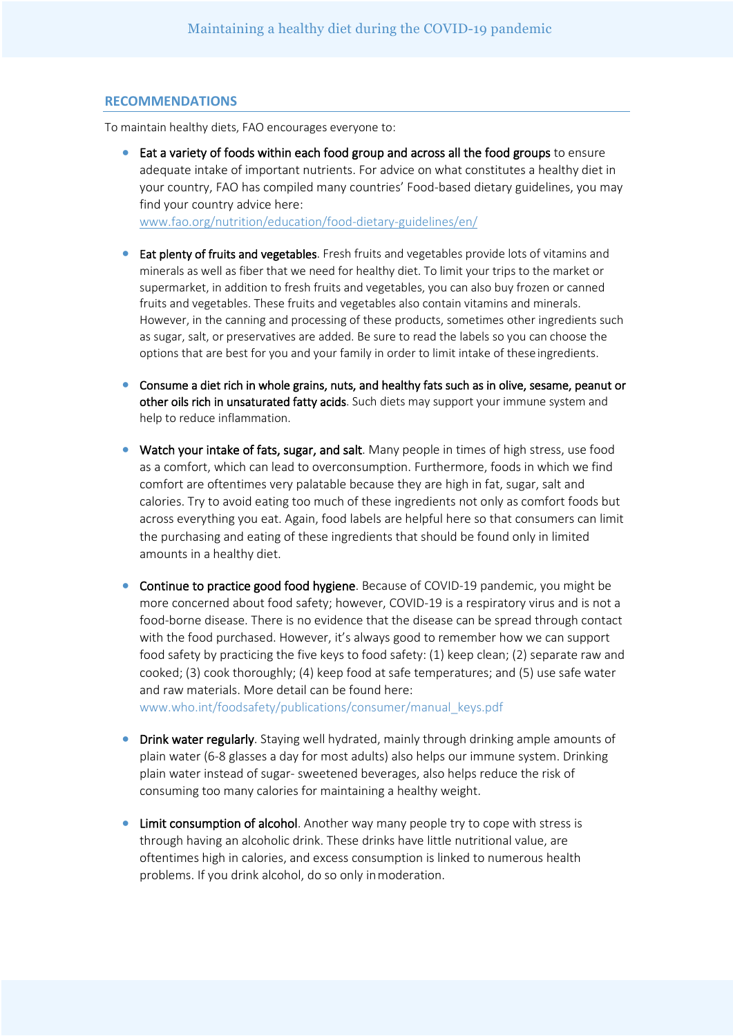## RECOMMENDATIONS

To maintain healthy diets, FAO encourages everyone to:

- **Eat a variety of foods within each food group and across all the food groups** to ensure adequate intake of important nutrients. For advice on what constitutes a healthy diet in your country, FAO has compiled many countries' Food-based dietary guidelines, you may find your country advice here: www.fao.org/nutrition/education/food-dietary-guidelines/en/

- **Eat plenty of fruits and vegetables**. Fresh fruits and vegetables provide lots of vitamins and minerals as well as fiber that we need for healthy diet. To limit your trips to the market or supermarket, in addition to fresh fruits and vegetables, you can also buy frozen or canned fruits and vegetables. These fruits and vegetables also contain vitamins and minerals. However, in the canning and processing of these products, sometimes other ingredients such as sugar, salt, or preservatives are added. Be sure to read the labels so you can choose the options that are best for you and your family in order to limit intake of these ingredients.

- **Consume a diet rich in whole grains, nuts, and healthy fats such as in olive, sesame, peanut or other oils rich in unsaturated fatty acids**. Such diets may support your immune system and help to reduce inflammation.

- **Watch your intake of fats, sugar, and salt**. Many people in times of high stress, use food as a comfort, which can lead to overconsumption. Furthermore, foods in which we find comfort are oftentimes very palatable because they are high in fat, sugar, salt and calories. Try to avoid eating too much of these ingredients not only as comfort foods but across everything you eat. Again, food labels are helpful here so that consumers can limit the purchasing and eating of these ingredients that should be found only in limited amounts in a healthy diet.

- **Continue to practice good food hygiene**. Because of COVID-19 pandemic, you might be more concerned about food safety; however, COVID-19 is a respiratory virus and is not a food-borne disease. There is no evidence that the disease can be spread through contact with the food purchased. However, it's always good to remember how we can support food safety by practicing the five keys to food safety: (1) keep clean; (2) separate raw and cooked; (3) cook thoroughly; (4) keep food at safe temperatures; and (5) use safe water and raw materials. More detail can be found here: www.who.int/foodsafety/publications/consumer/manual_keys.pdf

- **Drink water regularly**. Staying well hydrated, mainly through drinking ample amounts of plain water (6-8 glasses a day for most adults) also helps our immune system. Drinking plain water instead of sugar- sweetened beverages, also helps reduce the risk of consuming too many calories for maintaining a healthy weight.

- **Limit consumption of alcohol**. Another way many people try to cope with stress is through having an alcoholic drink. These drinks have little nutritional value, are oftentimes high in calories, and excess consumption is linked to numerous health problems. If you drink alcohol, do so only in moderation.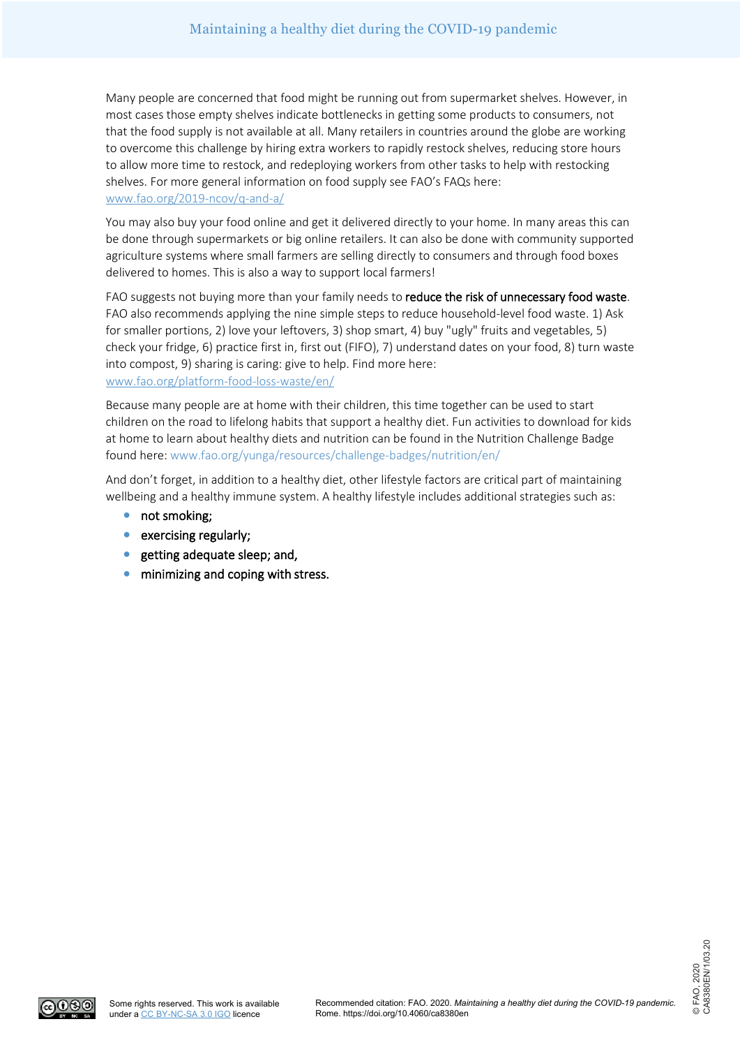Many people are concerned that food might be running out from supermarket shelves. However, in most cases those empty shelves indicate bottlenecks in getting some products to consumers, not that the food supply is not available at all. Many retailers in countries around the globe are working to overcome this challenge by hiring extra workers to rapidly restock shelves, reducing store hours to allow more time to restock, and redeploying workers from other tasks to help with restocking shelves. For more general information on food supply see FAO's FAQs here: www.fao.org/2019-ncov/q-and-a/

You may also buy your food online and get it delivered directly to your home. In many areas this can be done through supermarkets or big online retailers. It can also be done with community supported agriculture systems where small farmers are selling directly to consumers and through food boxes delivered to homes. This is also a way to support local farmers!

FAO suggests not buying more than your family needs to reduce the risk of unnecessary food waste. FAO also recommends applying the nine simple steps to reduce household-level food waste. 1) Ask for smaller portions, 2) love your leftovers, 3) shop smart, 4) buy "ugly" fruits and vegetables, 5) check your fridge, 6) practice first in, first out (FIFO), 7) understand dates on your food, 8) turn waste into compost, 9) sharing is caring: give to help. Find more here: www.fao.org/platform-food-loss-waste/en/

Because many people are at home with their children, this time together can be used to start children on the road to lifelong habits that support a healthy diet. Fun activities to download for kids at home to learn about healthy diets and nutrition can be found in the Nutrition Challenge Badge found here: www.fao.org/yunga/resources/challenge-badges/nutrition/en/

And don't forget, in addition to a healthy diet, other lifestyle factors are critical part of maintaining wellbeing and a healthy immune system. A healthy lifestyle includes additional strategies such as:

- not smoking;
- exercising regularly;
- getting adequate sleep; and,
- minimizing and coping with stress.

Some rights reserved. This work is available under a CC BY-NC-SA 3.0 IGO licence

Recommended citation: FAO. 2020. *Maintaining a healthy diet during the COVID-19 pandemic.* Rome. https://doi.org/10.4060/ca8380en

© FAO, 2020
CA8380EN/1/03.20